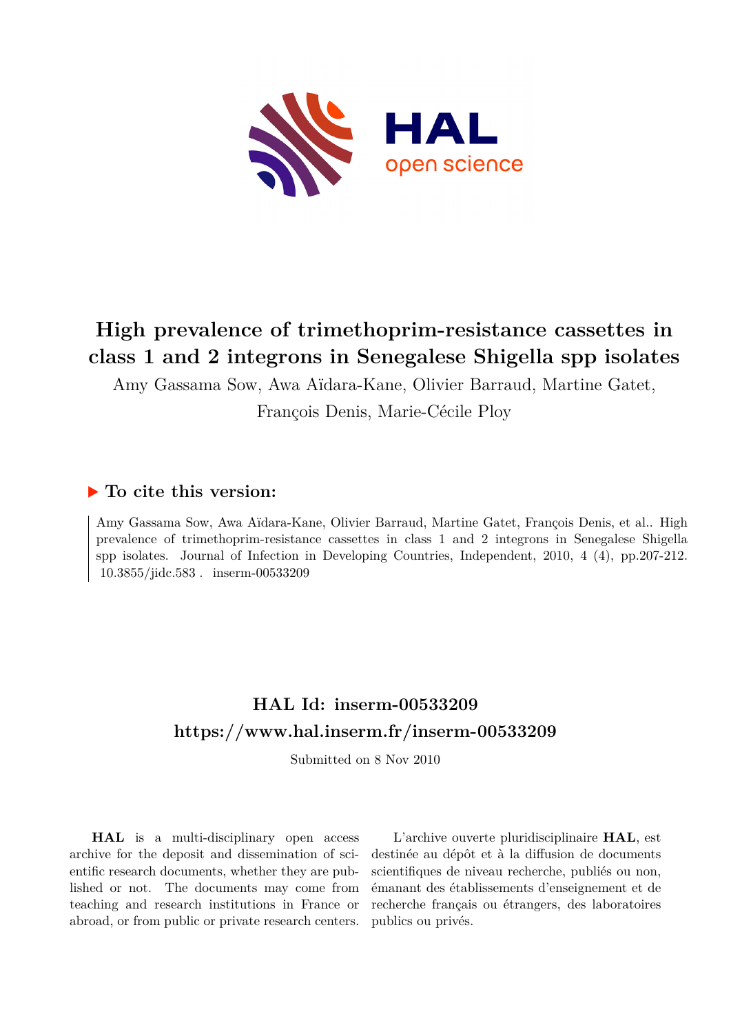# High prevalence of trimethoprim-resistance cassettes in class 1 and 2 integrons in Senegalese Shigella spp isolates

Amy Gassama Sow, Awa Aïdara-Kane, Olivier Barraud, Martine Gatet, François Denis, Marie-Cécile Ploy

## ▶ To cite this version:

Amy Gassama Sow, Awa Aïdara-Kane, Olivier Barraud, Martine Gatet, François Denis, et al.. High prevalence of trimethoprim-resistance cassettes in class 1 and 2 integrons in Senegalese Shigella spp isolates. Journal of Infection in Developing Countries, Independent, 2010, 4 (4), pp.207-212. 10.3855/jidc.583 . inserm-00533209

## HAL Id: inserm-00533209

## https://www.hal.inserm.fr/inserm-00533209

Submitted on 8 Nov 2010

**HAL** is a multi-disciplinary open access archive for the deposit and dissemination of scientific research documents, whether they are published or not. The documents may come from teaching and research institutions in France or abroad, or from public or private research centers.

L'archive ouverte pluridisciplinaire **HAL**, est destinée au dépôt et à la diffusion de documents scientifiques de niveau recherche, publiés ou non, émanant des établissements d'enseignement et de recherche français ou étrangers, des laboratoires publics ou privés.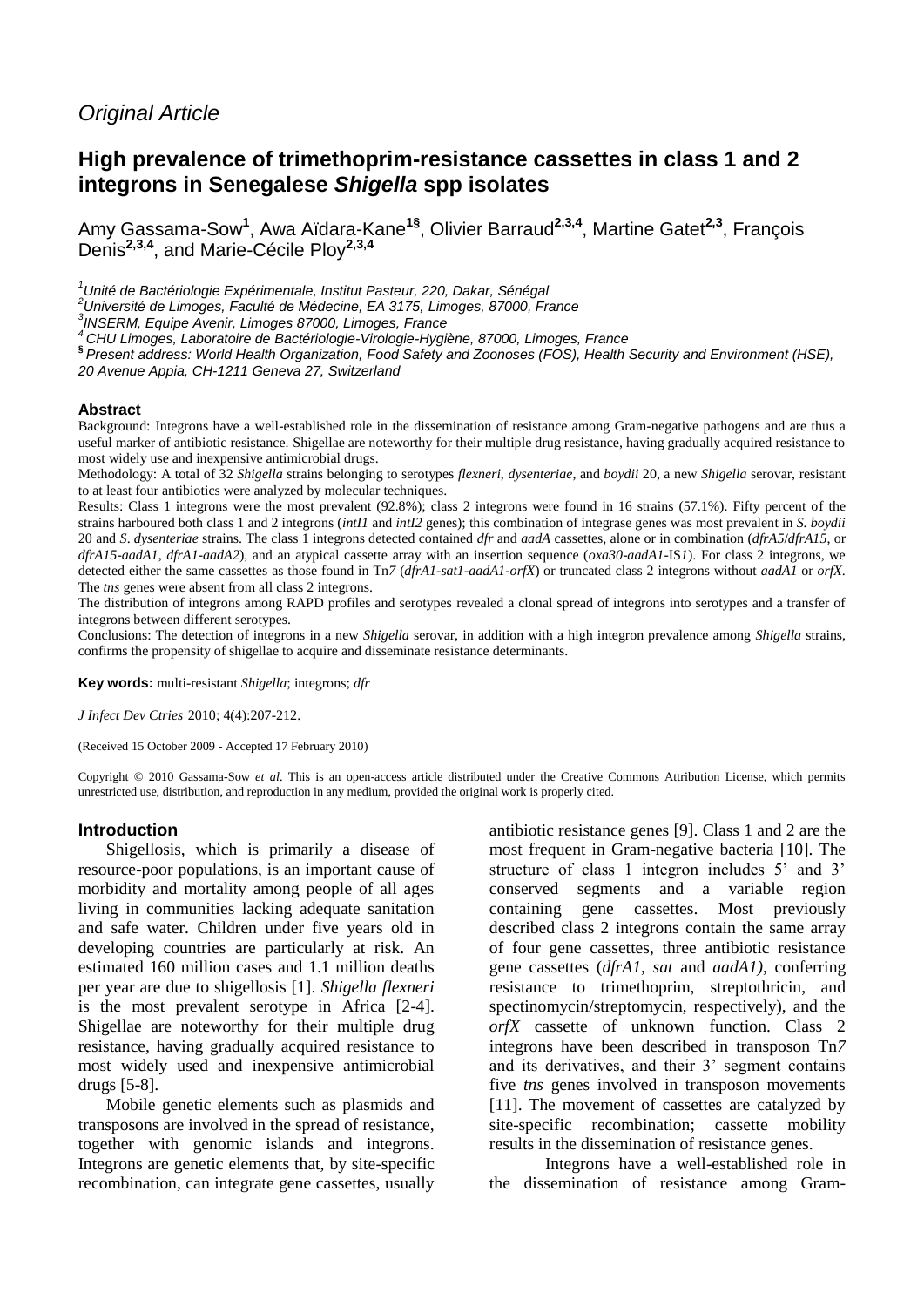*Original Article*

# High prevalence of trimethoprim-resistance cassettes in class 1 and 2 integrons in Senegalese *Shigella* spp isolates

Amy Gassama-Sow[1], Awa Aïdara-Kane[1§], Olivier Barraud[2,3,4], Martine Gatet[2,3], François Denis[2,3,4], and Marie-Cécile Ploy[2,3,4]

[1]*Unité de Bactériologie Expérimentale, Institut Pasteur, 220, Dakar, Sénégal*
[2]*Université de Limoges, Faculté de Médecine, EA 3175, Limoges, 87000, France*
[3]*INSERM, Equipe Avenir, Limoges 87000, Limoges, France*
[4]*CHU Limoges, Laboratoire de Bactériologie-Virologie-Hygiène, 87000, Limoges, France*
[§]*Present address: World Health Organization, Food Safety and Zoonoses (FOS), Health Security and Environment (HSE), 20 Avenue Appia, CH-1211 Geneva 27, Switzerland*

### Abstract

Background: Integrons have a well-established role in the dissemination of resistance among Gram-negative pathogens and are thus a useful marker of antibiotic resistance. Shigellae are noteworthy for their multiple drug resistance, having gradually acquired resistance to most widely use and inexpensive antimicrobial drugs.

Methodology: A total of 32 *Shigella* strains belonging to serotypes *flexneri*, *dysenteriae*, and *boydii* 20, a new *Shigella* serovar, resistant to at least four antibiotics were analyzed by molecular techniques.

Results: Class 1 integrons were the most prevalent (92.8%); class 2 integrons were found in 16 strains (57.1%). Fifty percent of the strains harboured both class 1 and 2 integrons (*intI1* and *intI2* genes); this combination of integrase genes was most prevalent in *S. boydii* 20 and *S. dysenteriae* strains. The class 1 integrons detected contained *dfr* and *aadA* cassettes, alone or in combination (*dfrA5*/*dfrA15*, or *dfrA15-aadA1, dfrA1-aadA2*), and an atypical cassette array with an insertion sequence (*oxa30-aadA1*-IS*1*). For class 2 integrons, we detected either the same cassettes as those found in Tn*7* (*dfrA1-sat1-aadA1-orfX*) or truncated class 2 integrons without *aadA1* or *orfX*. The *tns* genes were absent from all class 2 integrons.

The distribution of integrons among RAPD profiles and serotypes revealed a clonal spread of integrons into serotypes and a transfer of integrons between different serotypes.

Conclusions: The detection of integrons in a new *Shigella* serovar, in addition with a high integron prevalence among *Shigella* strains, confirms the propensity of shigellae to acquire and disseminate resistance determinants.

**Key words:** multi-resistant *Shigella*; integrons; *dfr*

*J Infect Dev Ctries* 2010; 4(4):207-212.

(Received 15 October 2009 - Accepted 17 February 2010)

Copyright © 2010 Gassama-Sow *et al*. This is an open-access article distributed under the Creative Commons Attribution License, which permits unrestricted use, distribution, and reproduction in any medium, provided the original work is properly cited.

## Introduction

Shigellosis, which is primarily a disease of resource-poor populations, is an important cause of morbidity and mortality among people of all ages living in communities lacking adequate sanitation and safe water. Children under five years old in developing countries are particularly at risk. An estimated 160 million cases and 1.1 million deaths per year are due to shigellosis [1]. *Shigella flexneri* is the most prevalent serotype in Africa [2-4]. Shigellae are noteworthy for their multiple drug resistance, having gradually acquired resistance to most widely used and inexpensive antimicrobial drugs [5-8].

Mobile genetic elements such as plasmids and transposons are involved in the spread of resistance, together with genomic islands and integrons. Integrons are genetic elements that, by site-specific recombination, can integrate gene cassettes, usually antibiotic resistance genes [9]. Class 1 and 2 are the most frequent in Gram-negative bacteria [10]. The structure of class 1 integron includes 5' and 3' conserved segments and a variable region containing gene cassettes. Most previously described class 2 integrons contain the same array of four gene cassettes, three antibiotic resistance gene cassettes (*dfrA1*, *sat* and *aadA1)*, conferring resistance to trimethoprim, streptothricin, and spectinomycin/streptomycin, respectively), and the *orfX* cassette of unknown function. Class 2 integrons have been described in transposon Tn*7* and its derivatives, and their 3' segment contains five *tns* genes involved in transposon movements [11]. The movement of cassettes are catalyzed by site-specific recombination; cassette mobility results in the dissemination of resistance genes.

Integrons have a well-established role in the dissemination of resistance among Gram-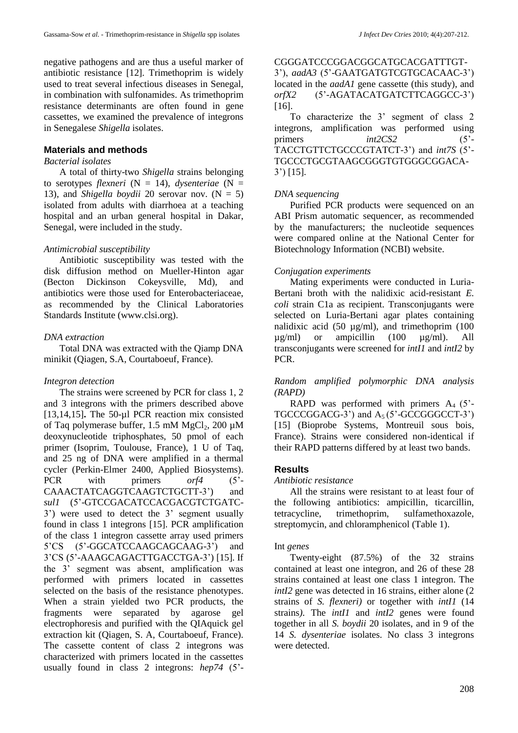negative pathogens and are thus a useful marker of antibiotic resistance [12]. Trimethoprim is widely used to treat several infectious diseases in Senegal, in combination with sulfonamides. As trimethoprim resistance determinants are often found in gene cassettes, we examined the prevalence of integrons in Senegalese *Shigella* isolates.

## Materials and methods

### *Bacterial isolates*

A total of thirty-two *Shigella* strains belonging to serotypes *flexneri* (N = 14), *dysenteriae* (N = 13), and *Shigella boydii* 20 serovar nov. (N = 5) isolated from adults with diarrhoea at a teaching hospital and an urban general hospital in Dakar, Senegal, were included in the study.

### *Antimicrobial susceptibility*

Antibiotic susceptibility was tested with the disk diffusion method on Mueller-Hinton agar (Becton Dickinson Cokeysville, Md), and antibiotics were those used for Enterobacteriaceae, as recommended by the Clinical Laboratories Standards Institute (www.clsi.org).

### *DNA extraction*

Total DNA was extracted with the Qiamp DNA minikit (Qiagen, S.A, Courtaboeuf, France).

### *Integron detection*

The strains were screened by PCR for class 1, 2 and 3 integrons with the primers described above [13,14,15]**.** The 50-µl PCR reaction mix consisted of Taq polymerase buffer, 1.5 mM $MgCl_2$, 200 µM deoxynucleotide triphosphates, 50 pmol of each primer (Isoprim, Toulouse, France), 1 U of Taq, and 25 ng of DNA were amplified in a thermal cycler (Perkin-Elmer 2400, Applied Biosystems). PCR with primers *orf4* (5'-CAAACTATCAGGTCAAGTCTGCTT-3') and *sul1* (5'-GTCCGACATCCACGACGTCTGATC-3') were used to detect the 3' segment usually found in class 1 integrons [15]. PCR amplification of the class 1 integron cassette array used primers 5'CS (5'-GGCATCCAAGCAGCAAG-3') and 3'CS (5'-AAAGCAGACTTGACCTGA-3') [15]. If the 3' segment was absent, amplification was performed with primers located in cassettes selected on the basis of the resistance phenotypes. When a strain yielded two PCR products, the fragments were separated by agarose gel electrophoresis and purified with the QIAquick gel extraction kit (Qiagen, S. A, Courtaboeuf, France). The cassette content of class 2 integrons was characterized with primers located in the cassettes usually found in class 2 integrons: *hep74* (5'-CGGGATCCCGGACGGCATGCACGATTTGT-3'), *aadA3* (5'-GAATGATGTCGTGCACAAC-3') located in the *aadA1* gene cassette (this study), and *orfX2* (5'-AGATACATGATCTTCAGGCC-3') [16].

To characterize the 3' segment of class 2 integrons, amplification was performed using primers *int2CS2* (5'-TACCTGTTCTGCCCGTATCT-3') and *int7S* (5'-TGCCCTGCGTAAGCGGGTGTGGGCGGACA-3') [15].

### *DNA sequencing*

Purified PCR products were sequenced on an ABI Prism automatic sequencer, as recommended by the manufacturers; the nucleotide sequences were compared online at the National Center for Biotechnology Information (NCBI) website.

### *Conjugation experiments*

Mating experiments were conducted in Luria-Bertani broth with the nalidixic acid-resistant *E. coli* strain C1a as recipient. Transconjugants were selected on Luria-Bertani agar plates containing nalidixic acid (50 µg/ml), and trimethoprim (100 µg/ml) or ampicillin (100 µg/ml). All transconjugants were screened for *intI1* and *intI2* by PCR.

### *Random amplified polymorphic DNA analysis (RAPD)*

RAPD was performed with primers $A_4$ (5'-TGCCCGGACG-3') and $A_5$ (5'-GCCGGGCCT-3') [15] (Bioprobe Systems, Montreuil sous bois, France). Strains were considered non-identical if their RAPD patterns differed by at least two bands.

## Results

### *Antibiotic resistance*

All the strains were resistant to at least four of the following antibiotics: ampicillin, ticarcillin, tetracycline, trimethoprim, sulfamethoxazole, streptomycin, and chloramphenicol (Table 1).

### Int *genes*

Twenty-eight (87.5%) of the 32 strains contained at least one integron, and 26 of these 28 strains contained at least one class 1 integron. The *intI2* gene was detected in 16 strains, either alone (2 strains of *S. flexneri)* or together with *intI1* (14 strains*).* The *intI1* and *intI2* genes were found together in all *S. boydii* 20 isolates, and in 9 of the 14 *S. dysenteriae* isolates. No class 3 integrons were detected.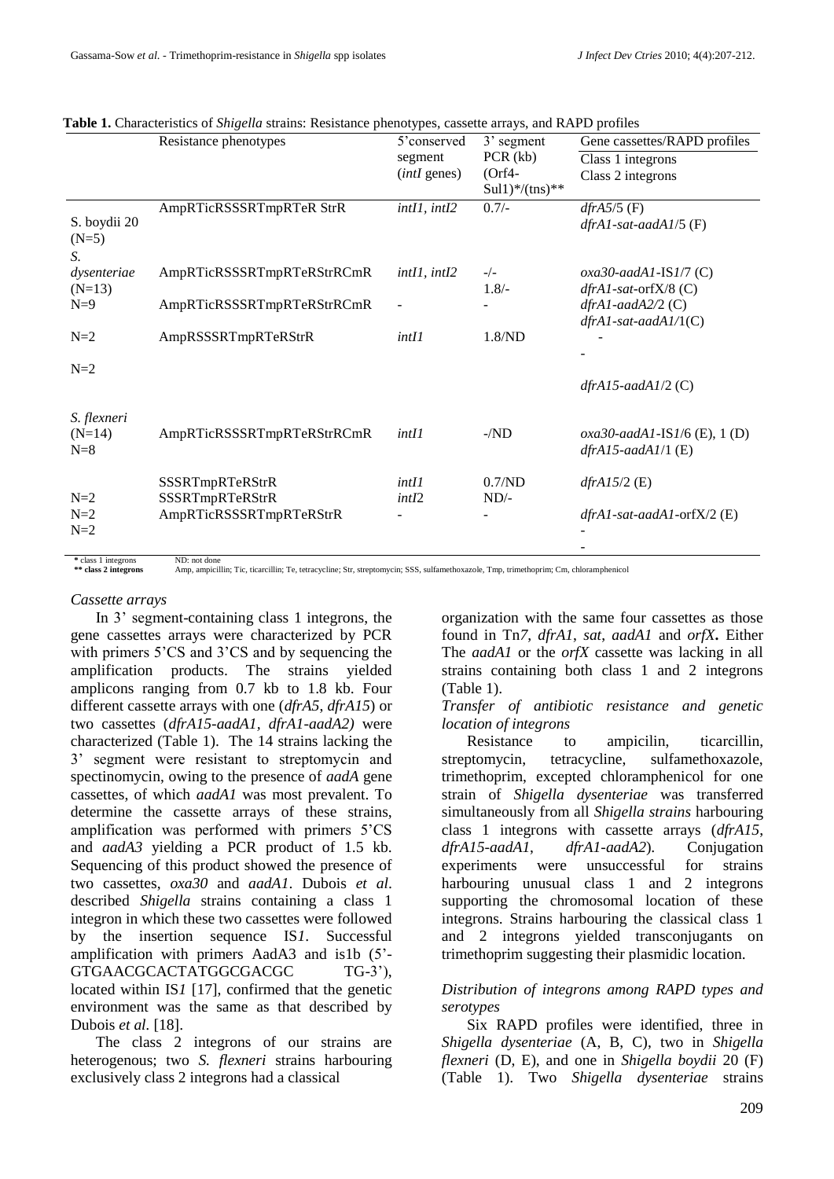**Table 1.** Characteristics of *Shigella* strains: Resistance phenotypes, cassette arrays, and RAPD profiles

| | Resistance phenotypes | 5'conserved segment (*intI* genes) | 3' segment PCR (kb) (Orf4-Sul1)*/(tns)** | Gene cassettes/RAPD profiles Class 1 integrons Class 2 integrons |
|---|---|---|---|---|
| S. boydii 20 (N=5) | AmpRTicRSSSRTmpRTeR StrR | *intI1*, *intI2* | 0.7/- | *dfrA5*/5 (F) *dfrA1-sat-aadA1*/5 (F) |
| *S. dysenteriae* (N=13) | AmpRTicRSSSRTmpRTeRStrRCmR | *intI1*, *intI2* | -/- 1.8/- | *oxa30-aadA1*-IS*1*/7 (C) *dfrA1-sat*-orfX/8 (C) |
| N=9 | AmpRTicRSSSRTmpRTeRStrRCmR | - | - | *dfrA1-aadA2*/2 (C) *dfrA1-sat-aadA1*/1(C) |
| N=2 | AmpRSSSRTmpRTeRStrR | *intI1* | 1.8/ND | - - |
| N=2 | | | | *dfrA15-aadA1*/2 (C) |
| *S. flexneri* (N=14) N=8 | AmpRTicRSSSRTmpRTeRStrRCmR | *intI1* | -/ND | *oxa30-aadA1*-IS*1*/6 (E), 1 (D) *dfrA15-aadA1*/1 (E) |
| | SSSRTmpRTeRStrR | *intI1* | 0.7/ND | *dfrA15*/2 (E) |
| N=2 | SSSRTmpRTeRStrR | *intI2* | ND/- | |
| N=2 | AmpRTicRSSSRTmpRTeRStrR | - | - | *dfrA1-sat-aadA1*-orfX/2 (E) |
| N=2 | | | | - - |

\* class 1 integrons ND: not done
\*\* class 2 integrons Amp, ampicillin; Tic, ticarcillin; Te, tetracycline; Str, streptomycin; SSS, sulfamethoxazole, Tmp, trimethoprim; Cm, chloramphenicol

*Cassette arrays*

In 3' segment-containing class 1 integrons, the gene cassettes arrays were characterized by PCR with primers 5'CS and 3'CS and by sequencing the amplification products. The strains yielded amplicons ranging from 0.7 kb to 1.8 kb. Four different cassette arrays with one (*dfrA5*, *dfrA15*) or two cassettes (*dfrA15-aadA1*, *dfrA1-aadA2)* were characterized (Table 1). The 14 strains lacking the 3' segment were resistant to streptomycin and spectinomycin, owing to the presence of *aadA* gene cassettes, of which *aadA1* was most prevalent. To determine the cassette arrays of these strains, amplification was performed with primers 5'CS and *aadA3* yielding a PCR product of 1.5 kb. Sequencing of this product showed the presence of two cassettes, *oxa30* and *aadA1*. Dubois *et al*. described *Shigella* strains containing a class 1 integron in which these two cassettes were followed by the insertion sequence IS*1*. Successful amplification with primers AadA3 and is1b (5'-GTGAACGCACTATGGCGACGC TG-3'), located within IS*1* [17], confirmed that the genetic environment was the same as that described by Dubois *et al*. [18].

The class 2 integrons of our strains are heterogenous; two *S. flexneri* strains harbouring exclusively class 2 integrons had a classical organization with the same four cassettes as those found in Tn*7*, *dfrA1*, *sat*, *aadA1* and *orfX***.** Either The *aadA1* or the *orfX* cassette was lacking in all strains containing both class 1 and 2 integrons (Table 1).

*Transfer of antibiotic resistance and genetic location of integrons*

Resistance to ampicilin, ticarcillin, streptomycin, tetracycline, sulfamethoxazole, trimethoprim, excepted chloramphenicol for one strain of *Shigella dysenteriae* was transferred simultaneously from all *Shigella strains* harbouring class 1 integrons with cassette arrays (*dfrA15*, *dfrA15-aadA1*, *dfrA1-aadA2*). Conjugation experiments were unsuccessful for strains harbouring unusual class 1 and 2 integrons supporting the chromosomal location of these integrons. Strains harbouring the classical class 1 and 2 integrons yielded transconjugants on trimethoprim suggesting their plasmidic location.

*Distribution of integrons among RAPD types and serotypes*

Six RAPD profiles were identified, three in *Shigella dysenteriae* (A, B, C), two in *Shigella flexneri* (D, E), and one in *Shigella boydii* 20 (F) (Table 1). Two *Shigella dysenteriae* strains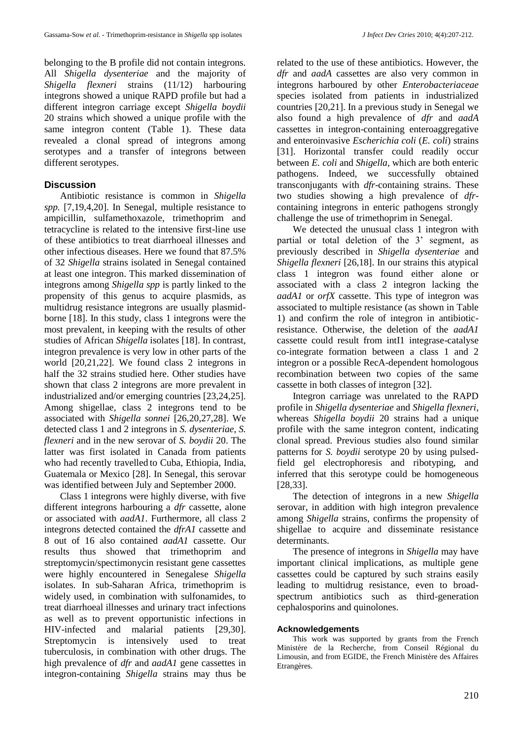belonging to the B profile did not contain integrons. All *Shigella dysenteriae* and the majority of *Shigella flexneri* strains (11/12) harbouring integrons showed a unique RAPD profile but had a different integron carriage except *Shigella boydii* 20 strains which showed a unique profile with the same integron content (Table 1). These data revealed a clonal spread of integrons among serotypes and a transfer of integrons between different serotypes.

## Discussion

Antibiotic resistance is common in *Shigella spp.* [7,19,4,20]. In Senegal, multiple resistance to ampicillin, sulfamethoxazole, trimethoprim and tetracycline is related to the intensive first-line use of these antibiotics to treat diarrhoeal illnesses and other infectious diseases. Here we found that 87.5% of 32 *Shigella* strains isolated in Senegal contained at least one integron. This marked dissemination of integrons among *Shigella spp* is partly linked to the propensity of this genus to acquire plasmids, as multidrug resistance integrons are usually plasmid-borne [18]. In this study, class 1 integrons were the most prevalent, in keeping with the results of other studies of African *Shigella* isolates [18]. In contrast, integron prevalence is very low in other parts of the world [20,21,22]. We found class 2 integrons in half the 32 strains studied here. Other studies have shown that class 2 integrons are more prevalent in industrialized and/or emerging countries [23,24,25]. Among shigellae, class 2 integrons tend to be associated with *Shigella sonnei* [26,20,27,28]. We detected class 1 and 2 integrons in *S. dysenteriae*, *S. flexneri* and in the new serovar of *S. boydii* 20. The latter was first isolated in Canada from patients who had recently travelled to Cuba, Ethiopia, India, Guatemala or Mexico [28]. In Senegal, this serovar was identified between July and September 2000.

Class 1 integrons were highly diverse, with five different integrons harbouring a *dfr* cassette, alone or associated with *aadA1*. Furthermore, all class 2 integrons detected contained the *dfrA1* cassette and 8 out of 16 also contained *aadA1* cassette. Our results thus showed that trimethoprim and streptomycin/spectimonycin resistant gene cassettes were highly encountered in Senegalese *Shigella* isolates. In sub-Saharan Africa, trimethoprim is widely used, in combination with sulfonamides, to treat diarrhoeal illnesses and urinary tract infections as well as to prevent opportunistic infections in HIV-infected and malarial patients [29,30]. Streptomycin is intensively used to treat tuberculosis, in combination with other drugs. The high prevalence of *dfr* and *aadA1* gene cassettes in integron-containing *Shigella* strains may thus be related to the use of these antibiotics. However, the *dfr* and *aadA* cassettes are also very common in integrons harboured by other *Enterobacteriaceae* species isolated from patients in industrialized countries [20,21]. In a previous study in Senegal we also found a high prevalence of *dfr* and *aadA* cassettes in integron-containing enteroaggregative and enteroinvasive *Escherichia coli* (*E. coli*) strains [31]. Horizontal transfer could readily occur between *E. coli* and *Shigella*, which are both enteric pathogens. Indeed, we successfully obtained transconjugants with *dfr*-containing strains. These two studies showing a high prevalence of *dfr*-containing integrons in enteric pathogens strongly challenge the use of trimethoprim in Senegal.

We detected the unusual class 1 integron with partial or total deletion of the 3' segment, as previously described in *Shigella dysenteriae* and *Shigella flexneri* [26,18]. In our strains this atypical class 1 integron was found either alone or associated with a class 2 integron lacking the *aadA1* or *orfX* cassette. This type of integron was associated to multiple resistance (as shown in Table 1) and confirm the role of integron in antibiotic-resistance. Otherwise, the deletion of the *aadA1* cassette could result from intI1 integrase-catalyse co-integrate formation between a class 1 and 2 integron or a possible RecA-dependent homologous recombination between two copies of the same cassette in both classes of integron [32].

Integron carriage was unrelated to the RAPD profile in *Shigella dysenteriae* and *Shigella flexneri*, whereas *Shigella boydii* 20 strains had a unique profile with the same integron content, indicating clonal spread. Previous studies also found similar patterns for *S. boydii* serotype 20 by using pulsed-field gel electrophoresis and ribotyping, and inferred that this serotype could be homogeneous [28,33].

The detection of integrons in a new *Shigella* serovar, in addition with high integron prevalence among *Shigella* strains, confirms the propensity of shigellae to acquire and disseminate resistance determinants.

The presence of integrons in *Shigella* may have important clinical implications, as multiple gene cassettes could be captured by such strains easily leading to multidrug resistance, even to broad-spectrum antibiotics such as third-generation cephalosporins and quinolones.

### Acknowledgements

This work was supported by grants from the French Ministère de la Recherche, from Conseil Régional du Limousin, and from EGIDE, the French Ministère des Affaires Etrangères.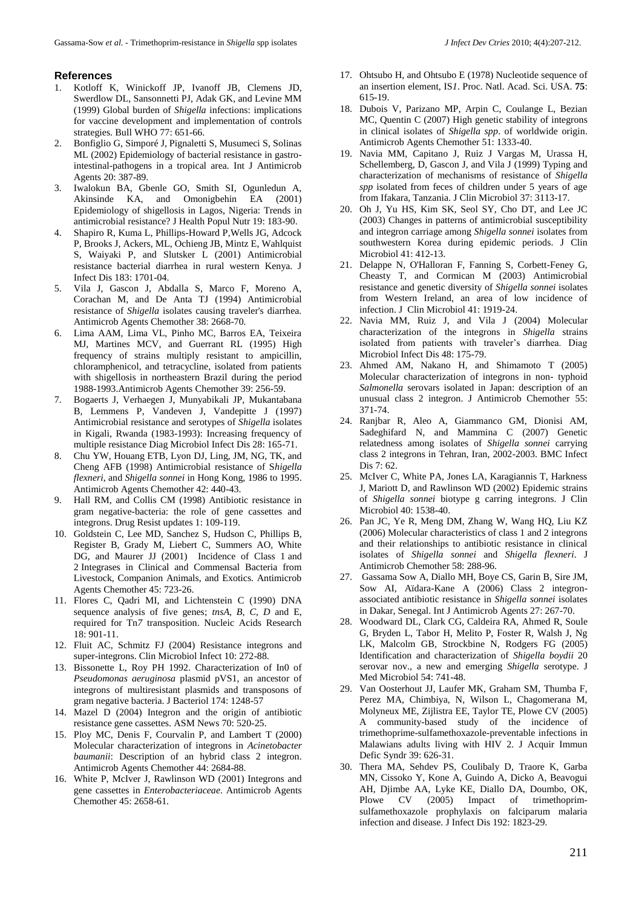## References

1. Kotloff K, Winickoff JP, Ivanoff JB, Clemens JD, Swerdlow DL, Sansonnetti PJ, Adak GK, and Levine MM (1999) Global burden of *Shigella* infections: implications for vaccine development and implementation of controls strategies. Bull WHO 77: 651-66.
2. Bonfiglio G, Simporé J, Pignaletti S, Musumeci S, Solinas ML (2002) Epidemiology of bacterial resistance in gastro-intestinal-pathogens in a tropical area. Int J Antimicrob Agents 20: 387-89.
3. Iwalokun BA, Gbenle GO, Smith SI, Ogunledun A, Akinsinde KA, and Omonigbehin EA (2001) Epidemiology of shigellosis in Lagos, Nigeria: Trends in antimicrobial resistance? J Health Popul Nutr 19: 183-90.
4. Shapiro R, Kuma L, Phillips-Howard P,Wells JG, Adcock P, Brooks J, Ackers, ML, Ochieng JB, Mintz E, Wahlquist S, Waiyaki P, and Slutsker L (2001) Antimicrobial resistance bacterial diarrhea in rural western Kenya. J Infect Dis 183: 1701-04.
5. Vila J, Gascon J, Abdalla S, Marco F, Moreno A, Corachan M, and De Anta TJ (1994) Antimicrobial resistance of *Shigella* isolates causing traveler's diarrhea. Antimicrob Agents Chemother 38: 2668-70.
6. Lima AAM, Lima VL, Pinho MC, Barros EA, Teixeira MJ, Martines MCV, and Guerrant RL (1995) High frequency of strains multiply resistant to ampicillin, chloramphenicol, and tetracycline, isolated from patients with shigellosis in northeastern Brazil during the period 1988-1993.Antimicrob Agents Chemother 39: 256-59.
7. Bogaerts J, Verhaegen J, Munyabikali JP, Mukantabana B, Lemmens P, Vandeven J, Vandepitte J (1997) Antimicrobial resistance and serotypes of *Shigella* isolates in Kigali, Rwanda (1983-1993): Increasing frequency of multiple resistance Diag Microbiol Infect Dis 28: 165-71.
8. Chu YW, Houang ETB, Lyon DJ, Ling, JM, NG, TK, and Cheng AFB (1998) Antimicrobial resistance of *Shigella flexneri*, and *Shigella sonnei* in Hong Kong, 1986 to 1995. Antimicrob Agents Chemother 42: 440-43.
9. Hall RM, and Collis CM (1998) Antibiotic resistance in gram negative-bacteria: the role of gene cassettes and integrons. Drug Resist updates 1: 109-119.
10. Goldstein C, Lee MD, Sanchez S, Hudson C, Phillips B, Register B, Grady M, Liebert C, Summers AO, White DG, and Maurer JJ (2001) Incidence of Class 1 and 2 Integrases in Clinical and Commensal Bacteria from Livestock, Companion Animals, and Exotics. Antimicrob Agents Chemother 45: 723-26.
11. Flores C, Qadri MI, and Lichtenstein C (1990) DNA sequence analysis of five genes; *tnsA*, *B*, *C*, *D* and E, required for Tn*7* transposition. Nucleic Acids Research 18: 901-11.
12. Fluit AC, Schmitz FJ (2004) Resistance integrons and super-integrons. Clin Microbiol Infect 10: 272-88.
13. Bissonette L, Roy PH 1992. Characterization of In0 of *Pseudomonas aeruginosa* plasmid pVS1, an ancestor of integrons of multiresistant plasmids and transposons of gram negative bacteria. J Bacteriol 174: 1248-57
14. Mazel D (2004) Integron and the origin of antibiotic resistance gene cassettes. ASM News 70: 520-25.
15. Ploy MC, Denis F, Courvalin P, and Lambert T (2000) Molecular characterization of integrons in *Acinetobacter baumanii*: Description of an hybrid class 2 integron. Antimicrob Agents Chemother 44: 2684-88.
16. White P, McIver J, Rawlinson WD (2001) Integrons and gene cassettes in *Enterobacteriaceae*. Antimicrob Agents Chemother 45: 2658-61.
17. Ohtsubo H, and Ohtsubo E (1978) Nucleotide sequence of an insertion element, IS*1*. Proc. Natl. Acad. Sci. USA. **75**: 615-19.
18. Dubois V, Parizano MP, Arpin C, Coulange L, Bezian MC, Quentin C (2007) High genetic stability of integrons in clinical isolates of *Shigella spp*. of worldwide origin. Antimicrob Agents Chemother 51: 1333-40.
19. Navia MM, Capitano J, Ruiz J Vargas M, Urassa H, Schellemberg, D, Gascon J, and Vila J (1999) Typing and characterization of mechanisms of resistance of *Shigella spp* isolated from feces of children under 5 years of age from Ifakara, Tanzania. J Clin Microbiol 37: 3113-17.
20. Oh J, Yu HS, Kim SK, Seol SY, Cho DT, and Lee JC (2003) Changes in patterns of antimicrobial susceptibility and integron carriage among *Shigella sonnei* isolates from southwestern Korea during epidemic periods. J Clin Microbiol 41: 412-13.
21. Delappe N, O'Halloran F, Fanning S, Corbett-Feney G, Cheasty T, and Cormican M (2003) Antimicrobial resistance and genetic diversity of *Shigella sonnei* isolates from Western Ireland, an area of low incidence of infection. J Clin Microbiol 41: 1919-24.
22. Navia MM, Ruiz J, and Vila J (2004) Molecular characterization of the integrons in *Shigella* strains isolated from patients with traveler's diarrhea. Diag Microbiol Infect Dis 48: 175-79.
23. Ahmed AM, Nakano H, and Shimamoto T (2005) Molecular characterization of integrons in non- typhoid *Salmonella* serovars isolated in Japan: description of an unusual class 2 integron. J Antimicrob Chemother 55: 371-74.
24. Ranjbar R, Aleo A, Giammanco GM, Dionisi AM, Sadeghifard N, and Mammina C (2007) Genetic relatedness among isolates of *Shigella sonnei* carrying class 2 integrons in Tehran, Iran, 2002-2003. BMC Infect Dis 7: 62.
25. McIver C, White PA, Jones LA, Karagiannis T, Harkness J, Mariott D, and Rawlinson WD (2002) Epidemic strains of *Shigella sonnei* biotype g carring integrons. J Clin Microbiol 40: 1538-40.
26. Pan JC, Ye R, Meng DM, Zhang W, Wang HQ, Liu KZ (2006) Molecular characteristics of class 1 and 2 integrons and their relationships to antibiotic resistance in clinical isolates of *Shigella sonnei* and *Shigella flexneri*. J Antimicrob Chemother 58: 288-96.
27. Gassama Sow A, Diallo MH, Boye CS, Garin B, Sire JM, Sow AI, Aïdara-Kane A (2006) Class 2 integron-associated antibiotic resistance in *Shigella sonnei* isolates in Dakar, Senegal. Int J Antimicrob Agents 27: 267-70.
28. Woodward DL, Clark CG, Caldeira RA, Ahmed R, Soule G, Bryden L, Tabor H, Melito P, Foster R, Walsh J, Ng LK, Malcolm GB, Strockbine N, Rodgers FG (2005) Identification and characterization of *Shigella boydii* 20 serovar nov., a new and emerging *Shigella* serotype. J Med Microbiol 54: 741-48.
29. Van Oosterhout JJ, Laufer MK, Graham SM, Thumba F, Perez MA, Chimbiya, N, Wilson L, Chagomerana M, Molyneux ME, Zijlistra EE, Taylor TE, Plowe CV (2005) A community-based study of the incidence of trimethoprime-sulfamethoxazole-preventable infections in Malawians adults living with HIV 2. J Acquir Immun Defic Syndr 39: 626-31.
30. Thera MA, Sehdev PS, Coulibaly D, Traore K, Garba MN, Cissoko Y, Kone A, Guindo A, Dicko A, Beavogui AH, Djimbe AA, Lyke KE, Diallo DA, Doumbo, OK, Plowe CV (2005) Impact of trimethoprim-sulfamethoxazole prophylaxis on falciparum malaria infection and disease. J Infect Dis 192: 1823-29.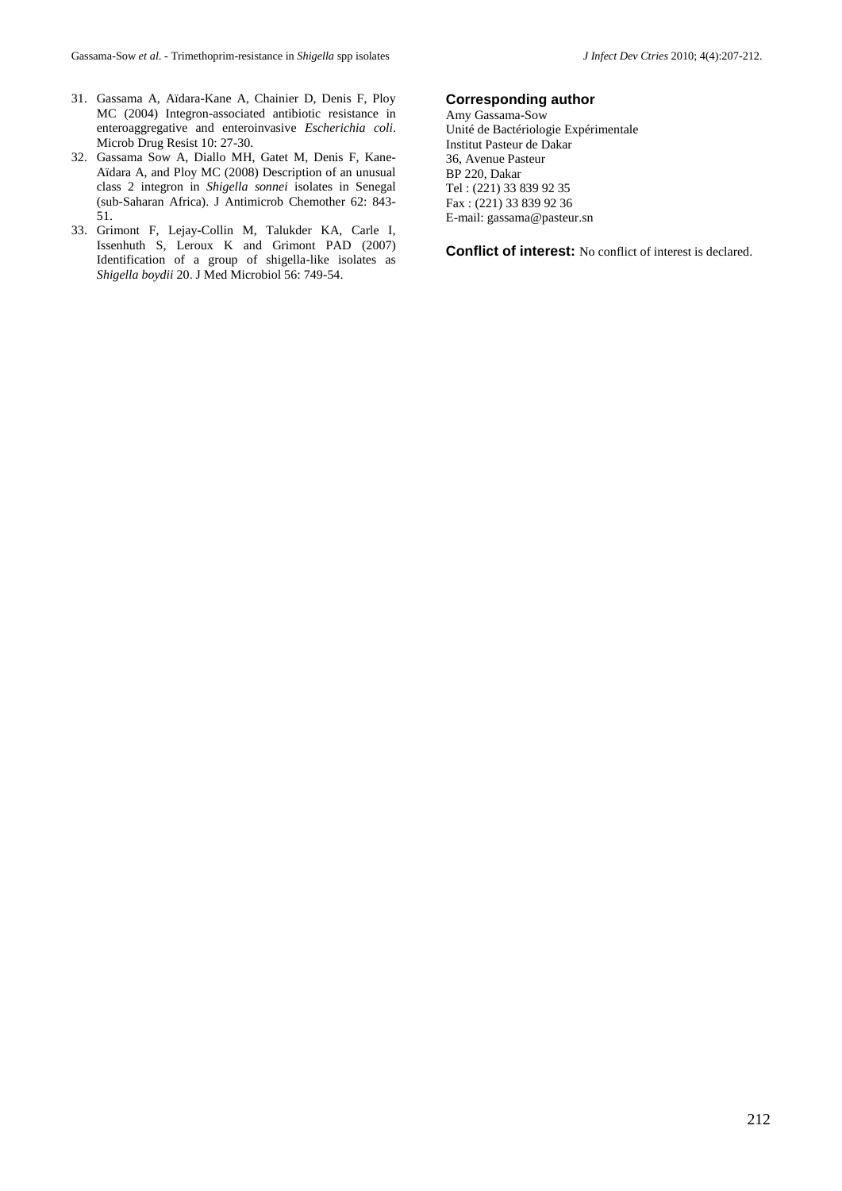31. Gassama A, Aïdara-Kane A, Chainier D, Denis F, Ploy MC (2004) Integron-associated antibiotic resistance in enteroaggregative and enteroinvasive *Escherichia coli*. Microb Drug Resist 10: 27-30.
32. Gassama Sow A, Diallo MH, Gatet M, Denis F, Kane-Aïdara A, and Ploy MC (2008) Description of an unusual class 2 integron in *Shigella sonnei* isolates in Senegal (sub-Saharan Africa). J Antimicrob Chemother 62: 843-51.
33. Grimont F, Lejay-Collin M, Talukder KA, Carle I, Issenhuth S, Leroux K and Grimont PAD (2007) Identification of a group of shigella-like isolates as *Shigella boydii* 20. J Med Microbiol 56: 749-54.

**Corresponding author**
Amy Gassama-Sow
Unité de Bactériologie Expérimentale
Institut Pasteur de Dakar
36, Avenue Pasteur
BP 220, Dakar
Tel : (221) 33 839 92 35
Fax : (221) 33 839 92 36
E-mail: gassama@pasteur.sn

**Conflict of interest:** No conflict of interest is declared.